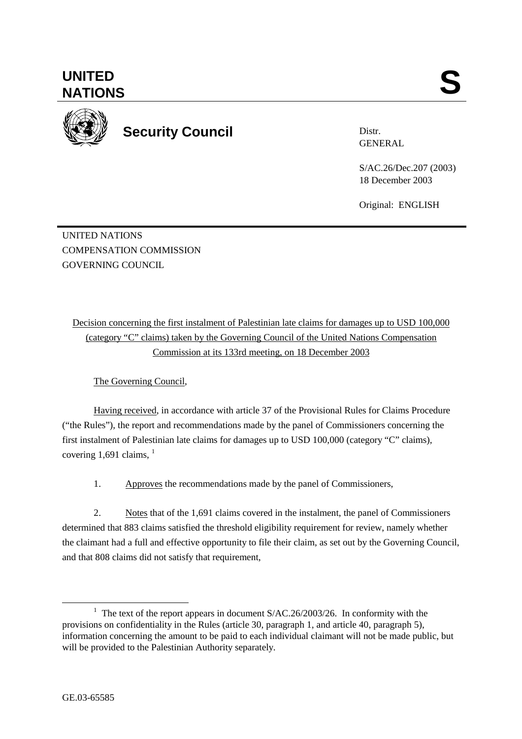# UNITED NATIONS

# S

## Security Council

Distr.
GENERAL

S/AC.26/Dec.207 (2003)
18 December 2003

Original: ENGLISH

UNITED NATIONS
COMPENSATION COMMISSION
GOVERNING COUNCIL

Decision concerning the first instalment of Palestinian late claims for damages up to USD 100,000 (category "C" claims) taken by the Governing Council of the United Nations Compensation Commission at its 133rd meeting, on 18 December 2003

The Governing Council,

Having received, in accordance with article 37 of the Provisional Rules for Claims Procedure ("the Rules"), the report and recommendations made by the panel of Commissioners concerning the first instalment of Palestinian late claims for damages up to USD 100,000 (category "C" claims), covering 1,691 claims, [1]

1. Approves the recommendations made by the panel of Commissioners,

2. Notes that of the 1,691 claims covered in the instalment, the panel of Commissioners determined that 883 claims satisfied the threshold eligibility requirement for review, namely whether the claimant had a full and effective opportunity to file their claim, as set out by the Governing Council, and that 808 claims did not satisfy that requirement,

---

[1] The text of the report appears in document S/AC.26/2003/26. In conformity with the provisions on confidentiality in the Rules (article 30, paragraph 1, and article 40, paragraph 5), information concerning the amount to be paid to each individual claimant will not be made public, but will be provided to the Palestinian Authority separately.

GE.03-65585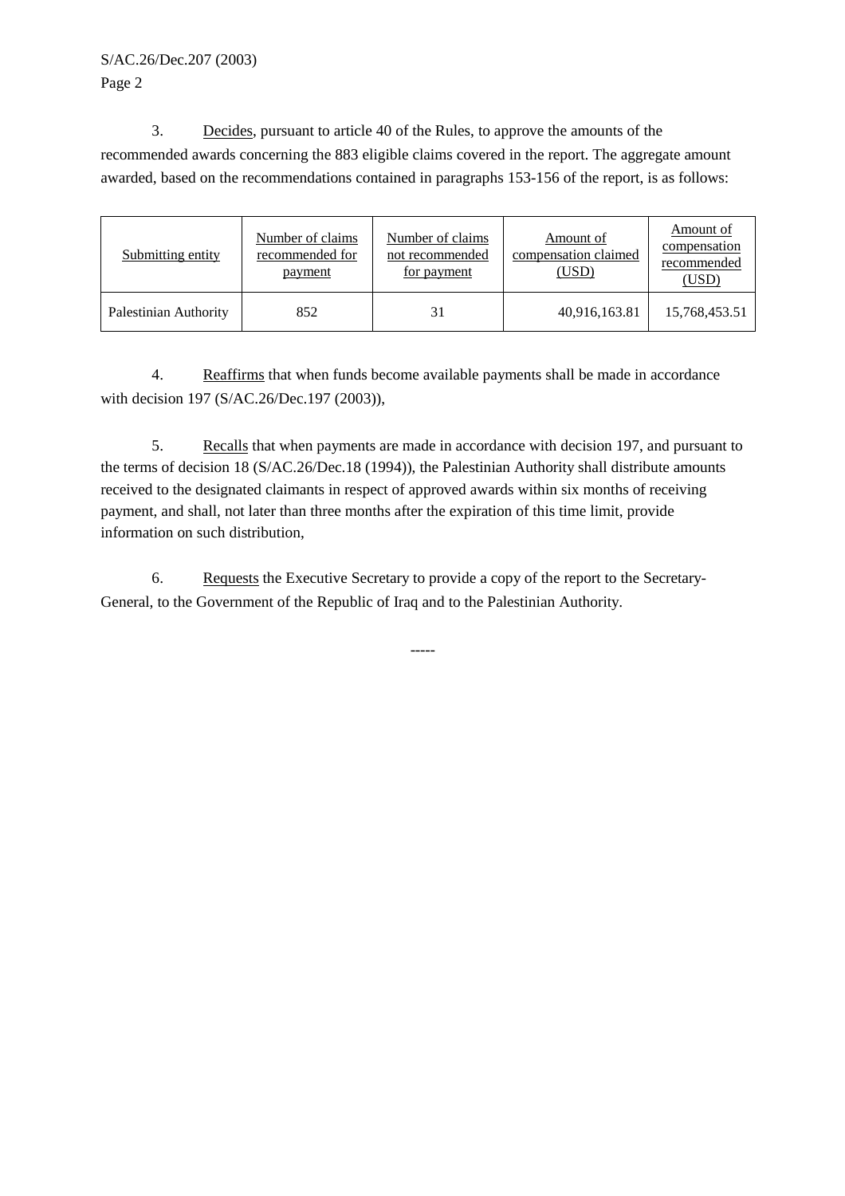3. Decides, pursuant to article 40 of the Rules, to approve the amounts of the recommended awards concerning the 883 eligible claims covered in the report. The aggregate amount awarded, based on the recommendations contained in paragraphs 153-156 of the report, is as follows:

| Submitting entity | Number of claims recommended for payment | Number of claims not recommended for payment | Amount of compensation claimed (USD) | Amount of compensation recommended (USD) |
|---|---|---|---|---|
| Palestinian Authority | 852 | 31 | 40,916,163.81 | 15,768,453.51 |

4. Reaffirms that when funds become available payments shall be made in accordance with decision 197 (S/AC.26/Dec.197 (2003)),

5. Recalls that when payments are made in accordance with decision 197, and pursuant to the terms of decision 18 (S/AC.26/Dec.18 (1994)), the Palestinian Authority shall distribute amounts received to the designated claimants in respect of approved awards within six months of receiving payment, and shall, not later than three months after the expiration of this time limit, provide information on such distribution,

6. Requests the Executive Secretary to provide a copy of the report to the Secretary-General, to the Government of the Republic of Iraq and to the Palestinian Authority.

-----